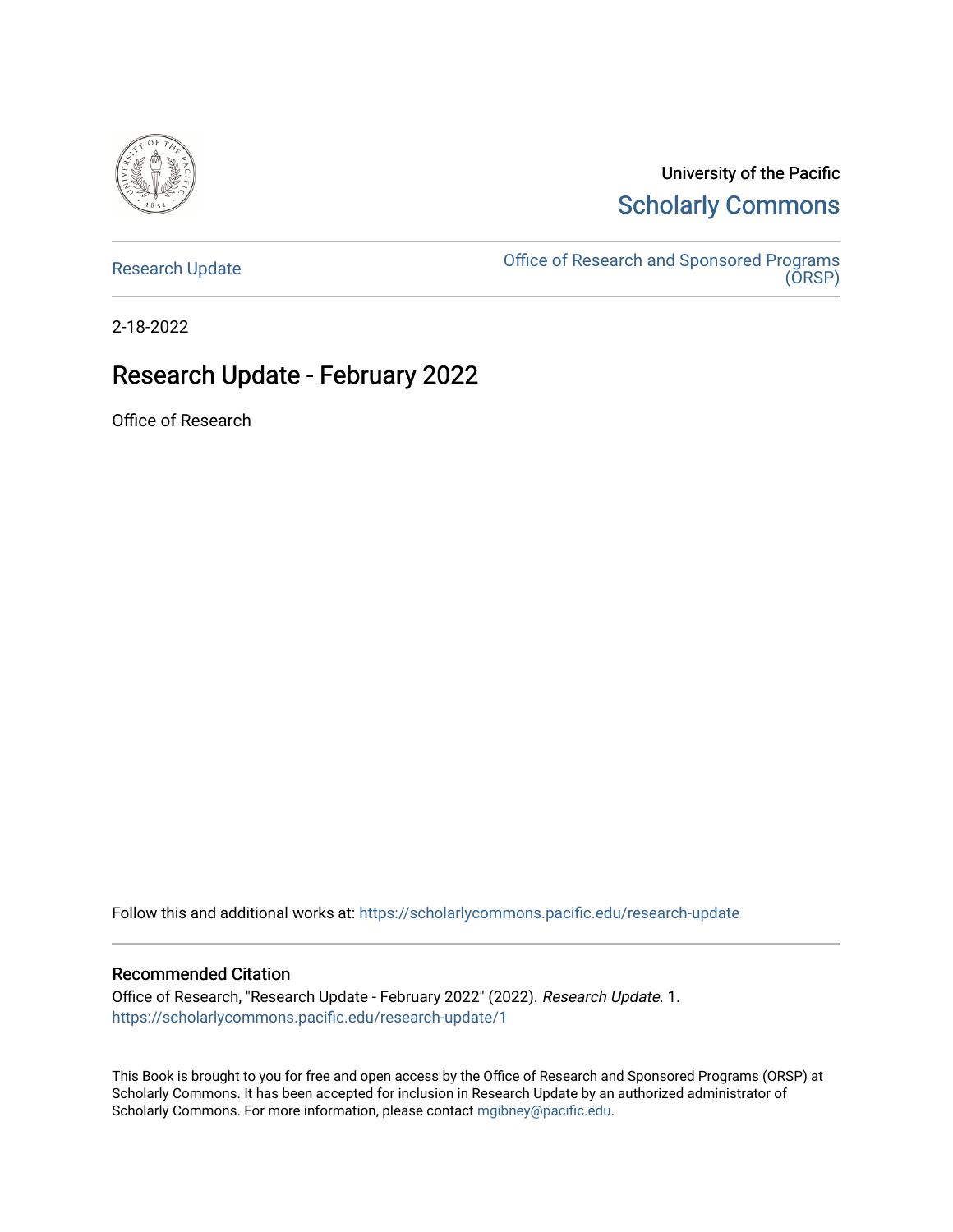University of the Pacific

Scholarly Commons

Research Update

Office of Research and Sponsored Programs (ORSP)

2-18-2022

# Research Update - February 2022

Office of Research

Follow this and additional works at: https://scholarlycommons.pacific.edu/research-update

## Recommended Citation

Office of Research, "Research Update - February 2022" (2022). *Research Update*. 1.
https://scholarlycommons.pacific.edu/research-update/1

This Book is brought to you for free and open access by the Office of Research and Sponsored Programs (ORSP) at Scholarly Commons. It has been accepted for inclusion in Research Update by an authorized administrator of Scholarly Commons. For more information, please contact mgibney@pacific.edu.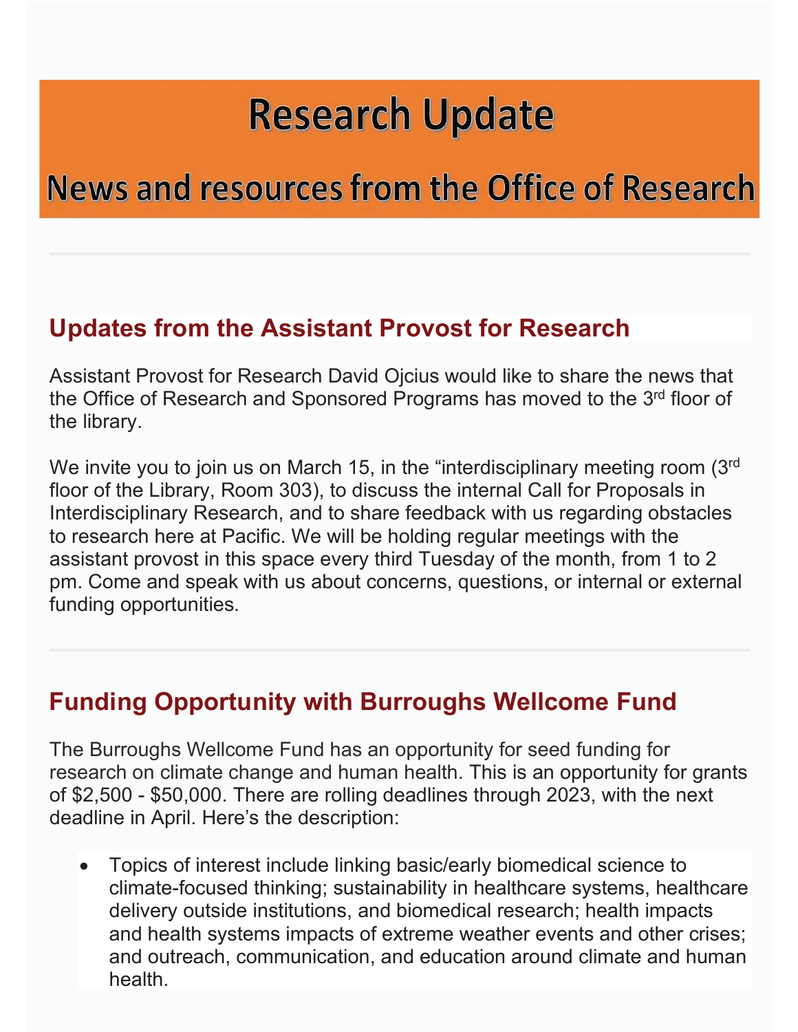# Research Update

## News and resources from the Office of Research

---

## Updates from the Assistant Provost for Research

Assistant Provost for Research David Ojcius would like to share the news that the Office of Research and Sponsored Programs has moved to the 3rd floor of the library.

We invite you to join us on March 15, in the "interdisciplinary meeting room (3rd floor of the Library, Room 303), to discuss the internal Call for Proposals in Interdisciplinary Research, and to share feedback with us regarding obstacles to research here at Pacific. We will be holding regular meetings with the assistant provost in this space every third Tuesday of the month, from 1 to 2 pm. Come and speak with us about concerns, questions, or internal or external funding opportunities.

---

## Funding Opportunity with Burroughs Wellcome Fund

The Burroughs Wellcome Fund has an opportunity for seed funding for research on climate change and human health. This is an opportunity for grants of $2,500 - $50,000. There are rolling deadlines through 2023, with the next deadline in April. Here's the description:

- Topics of interest include linking basic/early biomedical science to climate-focused thinking; sustainability in healthcare systems, healthcare delivery outside institutions, and biomedical research; health impacts and health systems impacts of extreme weather events and other crises; and outreach, communication, and education around climate and human health.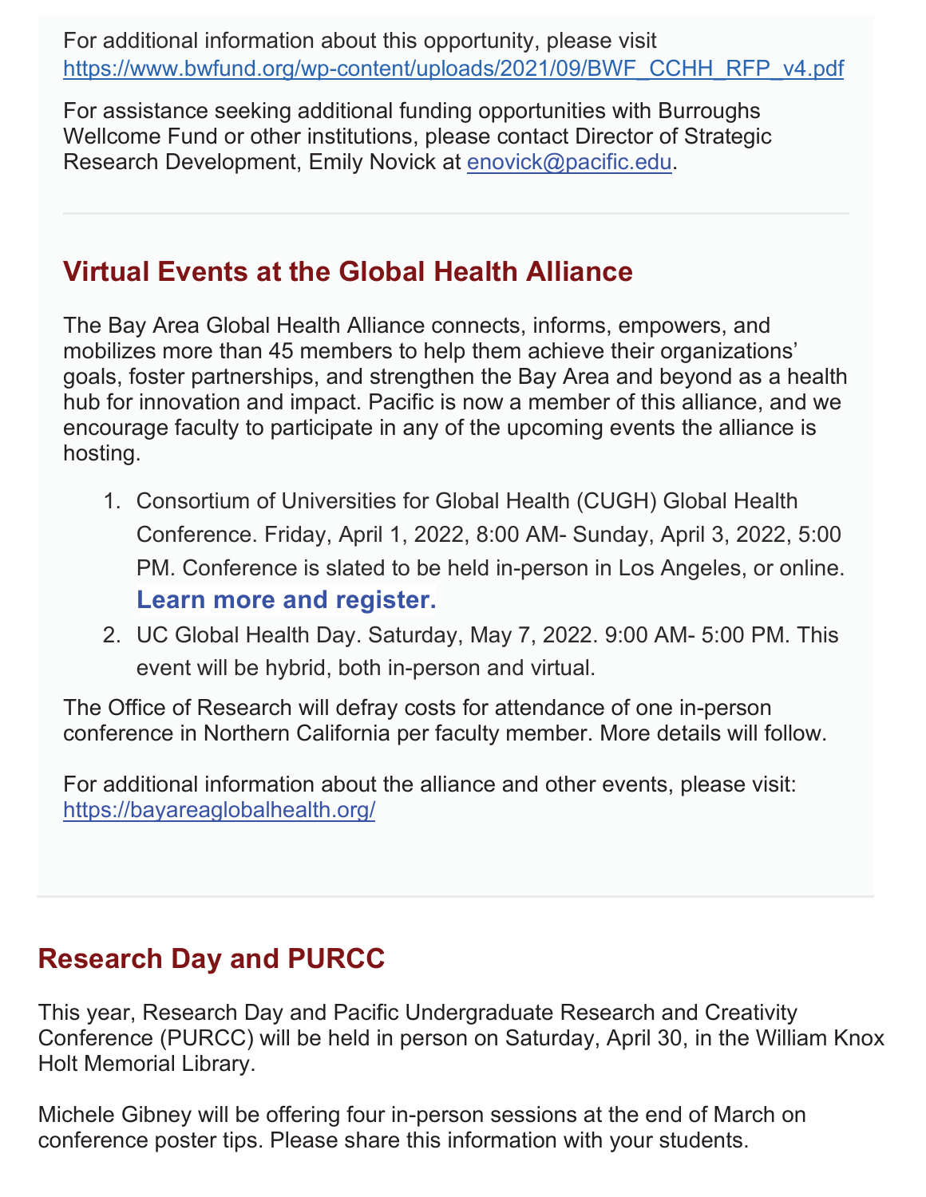For additional information about this opportunity, please visit https://www.bwfund.org/wp-content/uploads/2021/09/BWF_CCHH_RFP_v4.pdf

For assistance seeking additional funding opportunities with Burroughs Wellcome Fund or other institutions, please contact Director of Strategic Research Development, Emily Novick at enovick@pacific.edu.

---

## Virtual Events at the Global Health Alliance

The Bay Area Global Health Alliance connects, informs, empowers, and mobilizes more than 45 members to help them achieve their organizations' goals, foster partnerships, and strengthen the Bay Area and beyond as a health hub for innovation and impact. Pacific is now a member of this alliance, and we encourage faculty to participate in any of the upcoming events the alliance is hosting.

1. Consortium of Universities for Global Health (CUGH) Global Health Conference. Friday, April 1, 2022, 8:00 AM- Sunday, April 3, 2022, 5:00 PM. Conference is slated to be held in-person in Los Angeles, or online. **Learn more and register.**
2. UC Global Health Day. Saturday, May 7, 2022. 9:00 AM- 5:00 PM. This event will be hybrid, both in-person and virtual.

The Office of Research will defray costs for attendance of one in-person conference in Northern California per faculty member. More details will follow.

For additional information about the alliance and other events, please visit: https://bayareaglobalhealth.org/

---

## Research Day and PURCC

This year, Research Day and Pacific Undergraduate Research and Creativity Conference (PURCC) will be held in person on Saturday, April 30, in the William Knox Holt Memorial Library.

Michele Gibney will be offering four in-person sessions at the end of March on conference poster tips. Please share this information with your students.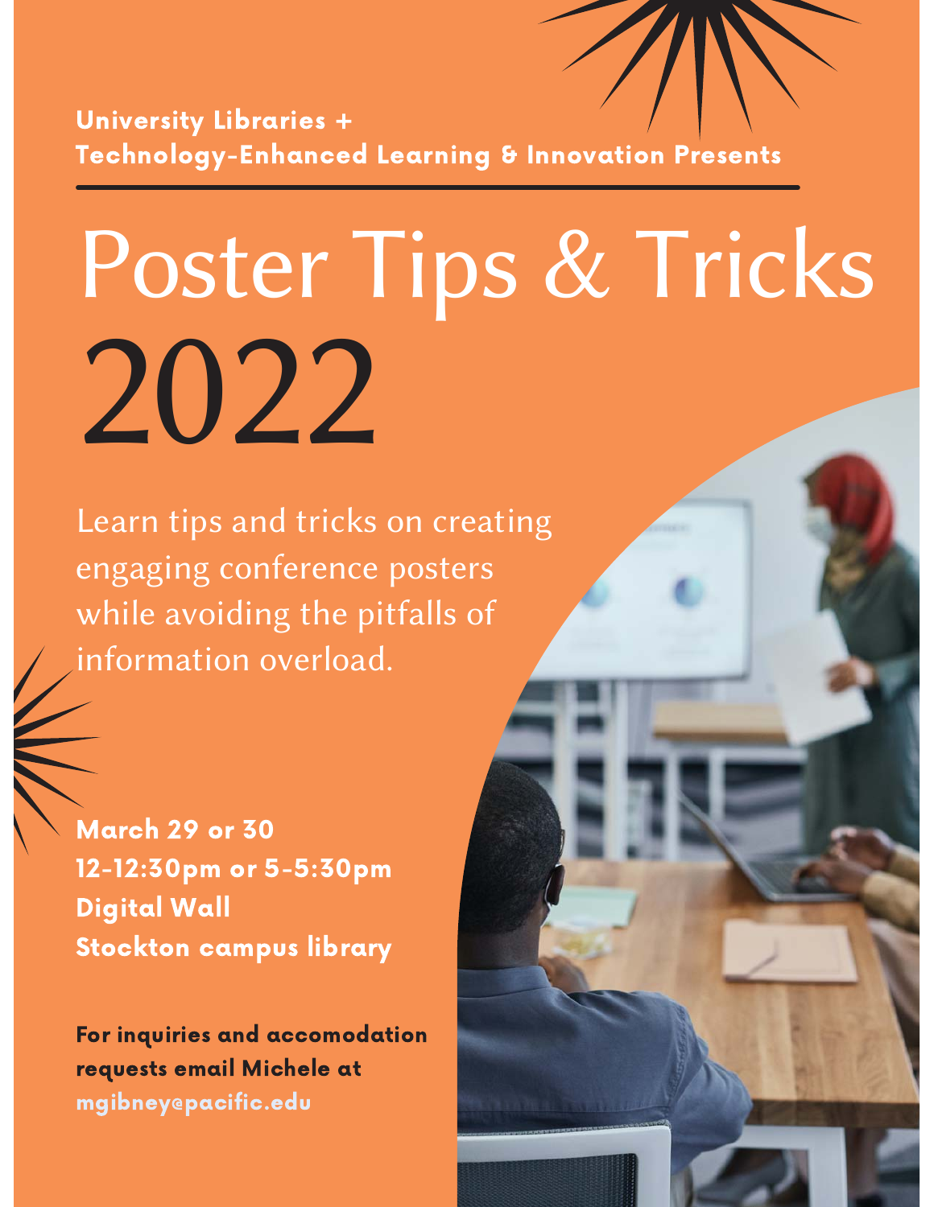**University Libraries +**
**Technology-Enhanced Learning & Innovation Presents**

# Poster Tips & Tricks 2022

Learn tips and tricks on creating engaging conference posters while avoiding the pitfalls of information overload.

**March 29 or 30**
**12-12:30pm or 5-5:30pm**
**Digital Wall**
**Stockton campus library**

**For inquiries and accomodation requests email Michele at mgibney@pacific.edu**